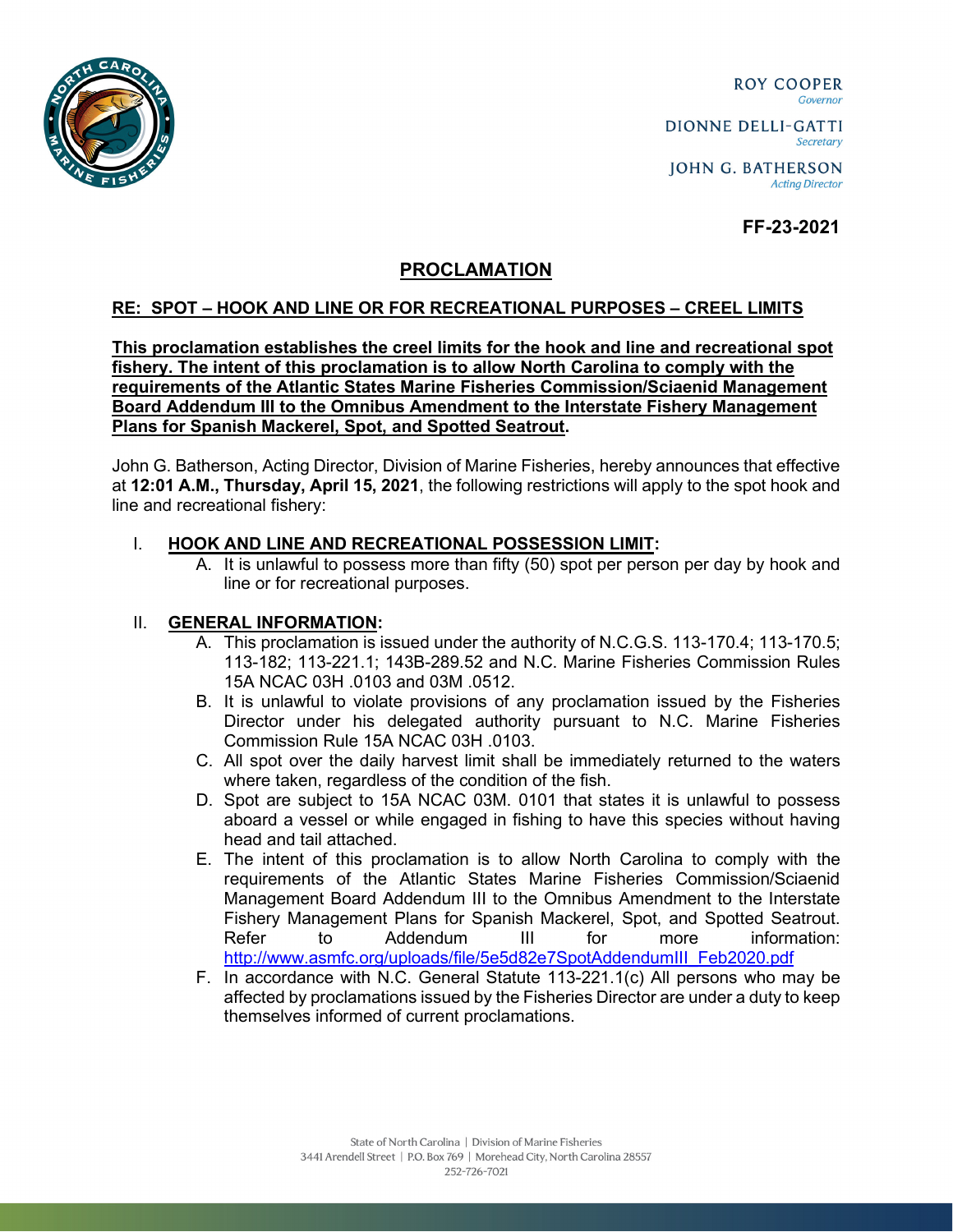ROY COOPER
*Governor*

DIONNE DELLI-GATTI
*Secretary*

JOHN G. BATHERSON
*Acting Director*

**FF-23-2021**

# PROCLAMATION

## RE: SPOT – HOOK AND LINE OR FOR RECREATIONAL PURPOSES – CREEL LIMITS

**This proclamation establishes the creel limits for the hook and line and recreational spot fishery. The intent of this proclamation is to allow North Carolina to comply with the requirements of the Atlantic States Marine Fisheries Commission/Sciaenid Management Board Addendum III to the Omnibus Amendment to the Interstate Fishery Management Plans for Spanish Mackerel, Spot, and Spotted Seatrout.**

John G. Batherson, Acting Director, Division of Marine Fisheries, hereby announces that effective at **12:01 A.M., Thursday, April 15, 2021**, the following restrictions will apply to the spot hook and line and recreational fishery:

I. **HOOK AND LINE AND RECREATIONAL POSSESSION LIMIT:**
   - A. It is unlawful to possess more than fifty (50) spot per person per day by hook and line or for recreational purposes.

II. **GENERAL INFORMATION:**
   - A. This proclamation is issued under the authority of N.C.G.S. 113-170.4; 113-170.5; 113-182; 113-221.1; 143B-289.52 and N.C. Marine Fisheries Commission Rules 15A NCAC 03H .0103 and 03M .0512.
   - B. It is unlawful to violate provisions of any proclamation issued by the Fisheries Director under his delegated authority pursuant to N.C. Marine Fisheries Commission Rule 15A NCAC 03H .0103.
   - C. All spot over the daily harvest limit shall be immediately returned to the waters where taken, regardless of the condition of the fish.
   - D. Spot are subject to 15A NCAC 03M. 0101 that states it is unlawful to possess aboard a vessel or while engaged in fishing to have this species without having head and tail attached.
   - E. The intent of this proclamation is to allow North Carolina to comply with the requirements of the Atlantic States Marine Fisheries Commission/Sciaenid Management Board Addendum III to the Omnibus Amendment to the Interstate Fishery Management Plans for Spanish Mackerel, Spot, and Spotted Seatrout. Refer to Addendum III for more information: http://www.asmfc.org/uploads/file/5e5d82e7SpotAddendumIII_Feb2020.pdf
   - F. In accordance with N.C. General Statute 113-221.1(c) All persons who may be affected by proclamations issued by the Fisheries Director are under a duty to keep themselves informed of current proclamations.

State of North Carolina | Division of Marine Fisheries
3441 Arendell Street | P.O. Box 769 | Morehead City, North Carolina 28557
252-726-7021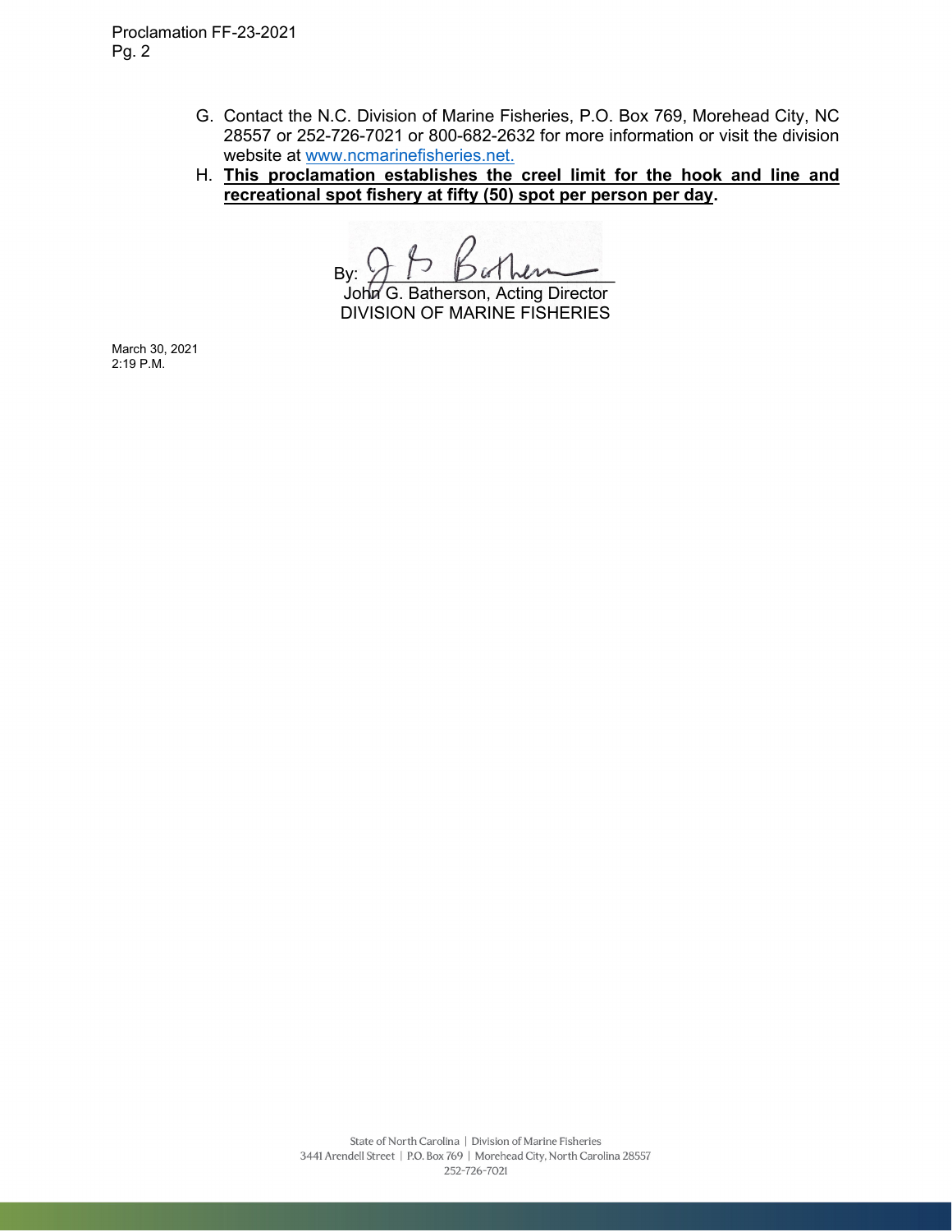G. Contact the N.C. Division of Marine Fisheries, P.O. Box 769, Morehead City, NC 28557 or 252-726-7021 or 800-682-2632 for more information or visit the division website at www.ncmarinefisheries.net.

H. **This proclamation establishes the creel limit for the hook and line and recreational spot fishery at fifty (50) spot per person per day.**

By: ___________________________
John G. Batherson, Acting Director
DIVISION OF MARINE FISHERIES

March 30, 2021
2:19 P.M.